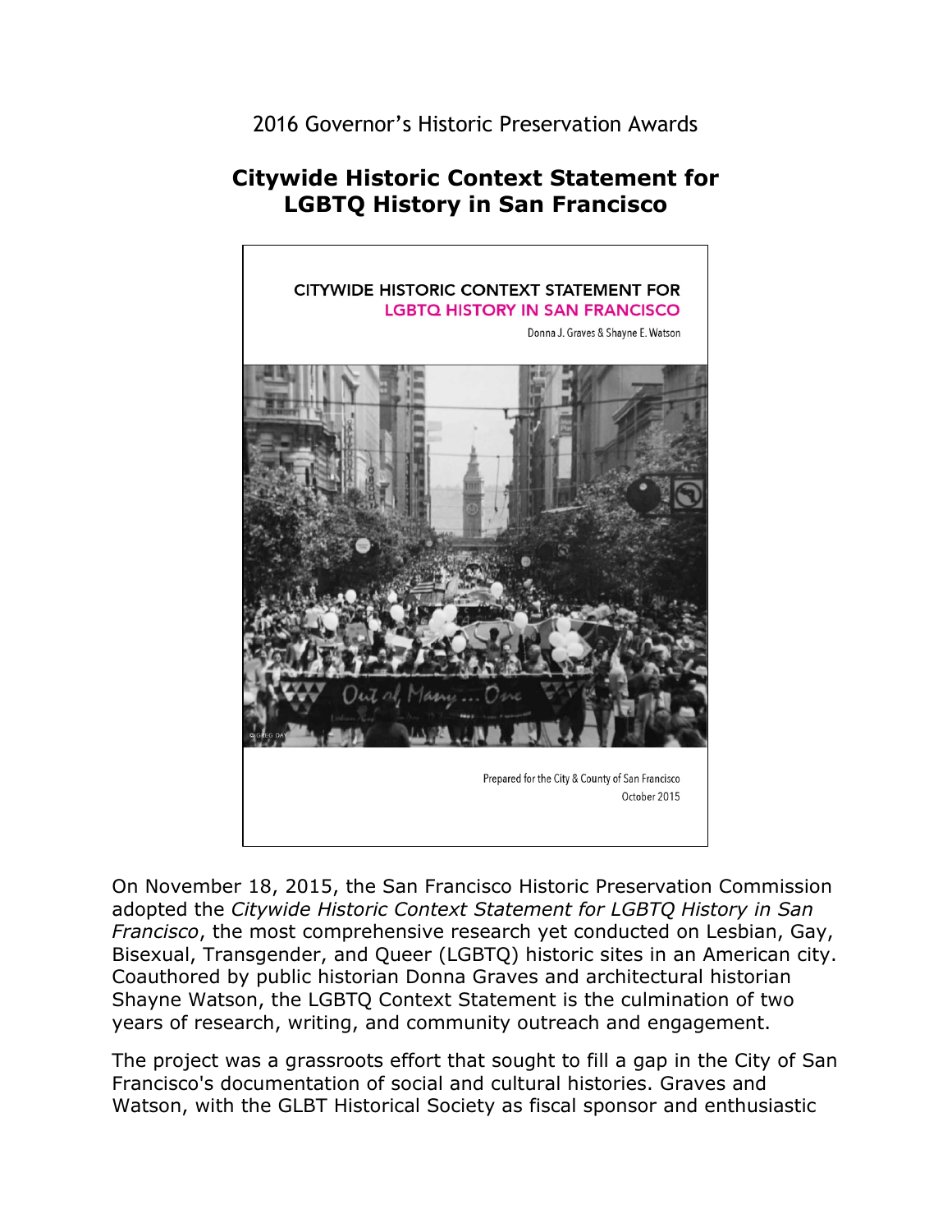2016 Governor's Historic Preservation Awards

# Citywide Historic Context Statement for LGBTQ History in San Francisco

On November 18, 2015, the San Francisco Historic Preservation Commission adopted the *Citywide Historic Context Statement for LGBTQ History in San Francisco*, the most comprehensive research yet conducted on Lesbian, Gay, Bisexual, Transgender, and Queer (LGBTQ) historic sites in an American city. Coauthored by public historian Donna Graves and architectural historian Shayne Watson, the LGBTQ Context Statement is the culmination of two years of research, writing, and community outreach and engagement.

The project was a grassroots effort that sought to fill a gap in the City of San Francisco's documentation of social and cultural histories. Graves and Watson, with the GLBT Historical Society as fiscal sponsor and enthusiastic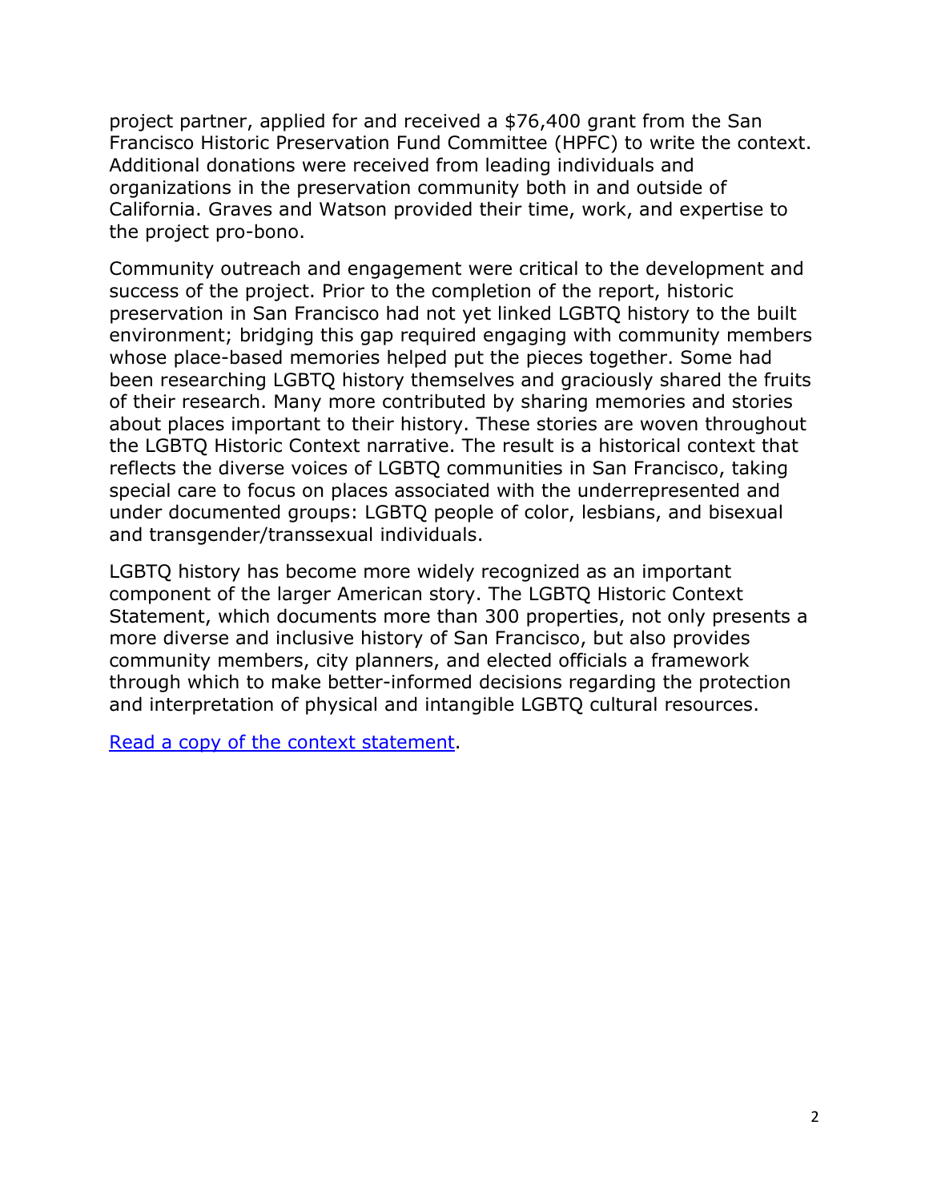project partner, applied for and received a $76,400 grant from the San Francisco Historic Preservation Fund Committee (HPFC) to write the context. Additional donations were received from leading individuals and organizations in the preservation community both in and outside of California. Graves and Watson provided their time, work, and expertise to the project pro-bono.

Community outreach and engagement were critical to the development and success of the project. Prior to the completion of the report, historic preservation in San Francisco had not yet linked LGBTQ history to the built environment; bridging this gap required engaging with community members whose place-based memories helped put the pieces together. Some had been researching LGBTQ history themselves and graciously shared the fruits of their research. Many more contributed by sharing memories and stories about places important to their history. These stories are woven throughout the LGBTQ Historic Context narrative. The result is a historical context that reflects the diverse voices of LGBTQ communities in San Francisco, taking special care to focus on places associated with the underrepresented and under documented groups: LGBTQ people of color, lesbians, and bisexual and transgender/transsexual individuals.

LGBTQ history has become more widely recognized as an important component of the larger American story. The LGBTQ Historic Context Statement, which documents more than 300 properties, not only presents a more diverse and inclusive history of San Francisco, but also provides community members, city planners, and elected officials a framework through which to make better-informed decisions regarding the protection and interpretation of physical and intangible LGBTQ cultural resources.

Read a copy of the context statement.